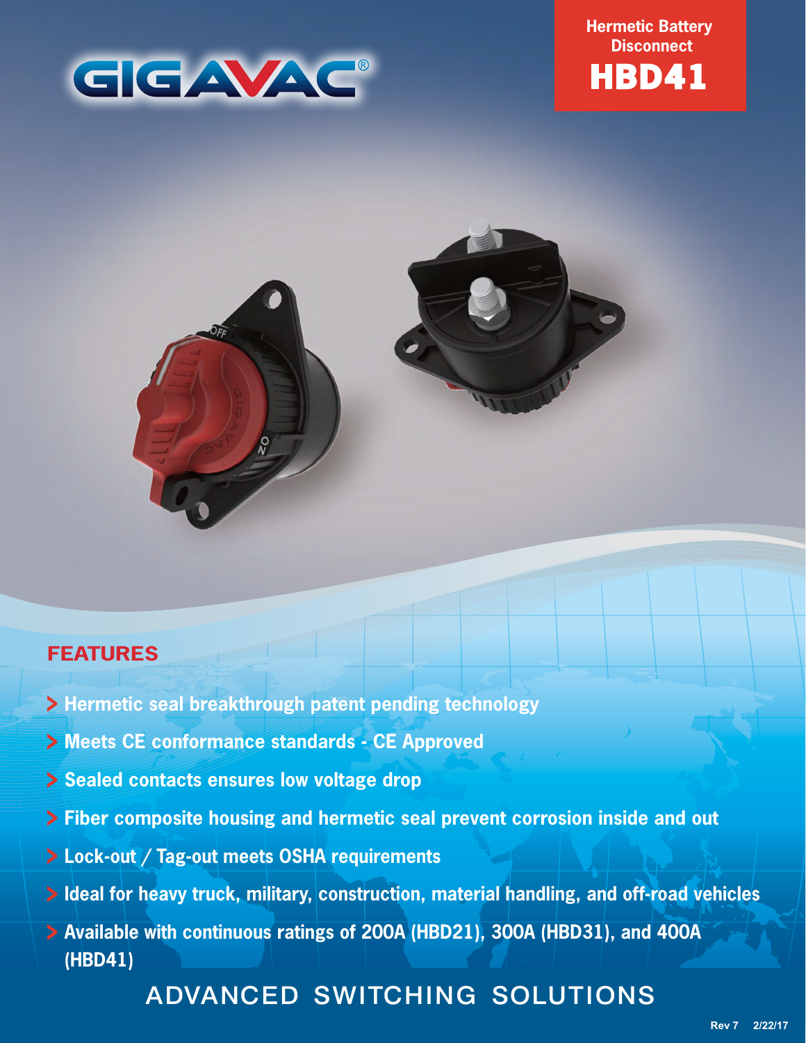# GIGAVAC®

**Hermetic Battery Disconnect**

## HBD41

## FEATURES

- Hermetic seal breakthrough patent pending technology
- Meets CE conformance standards - CE Approved
- Sealed contacts ensures low voltage drop
- Fiber composite housing and hermetic seal prevent corrosion inside and out
- Lock-out / Tag-out meets OSHA requirements
- Ideal for heavy truck, military, construction, material handling, and off-road vehicles
- Available with continuous ratings of 200A (HBD21), 300A (HBD31), and 400A (HBD41)

ADVANCED SWITCHING SOLUTIONS

Rev 7 2/22/17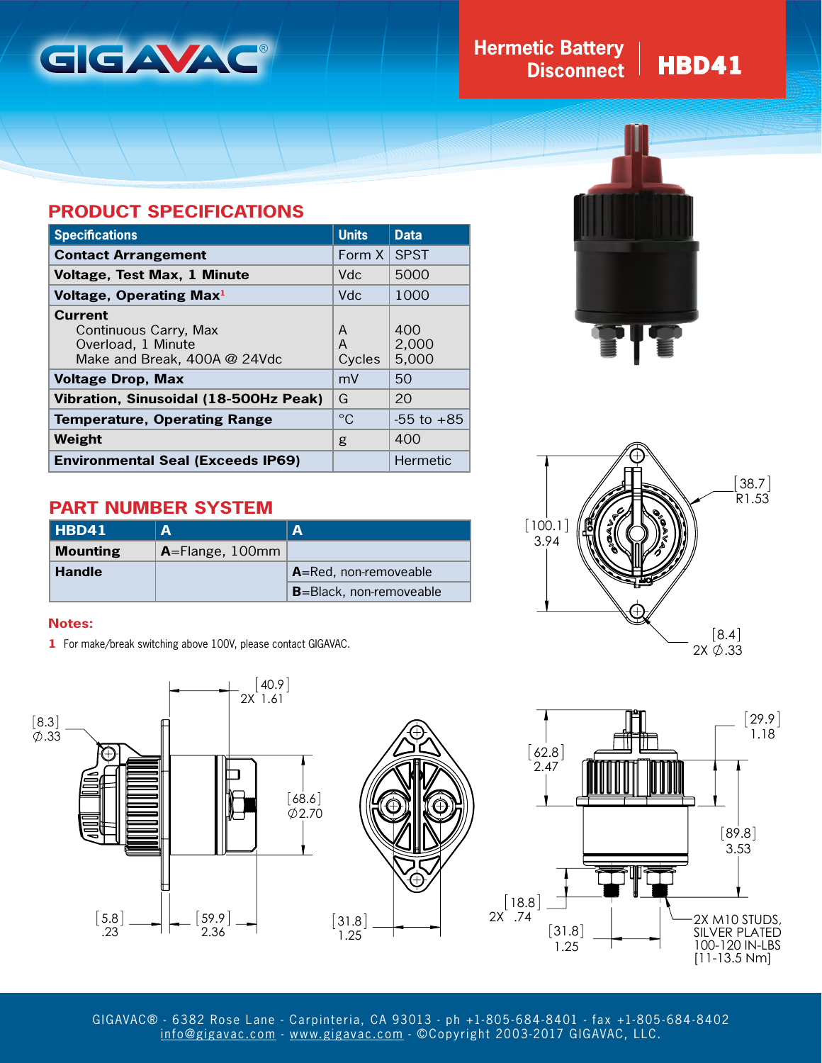# Hermetic Battery Disconnect HBD41

## PRODUCT SPECIFICATIONS

| Specifications | Units | Data |
|---|---|---|
| **Contact Arrangement** | Form X | SPST |
| **Voltage, Test Max, 1 Minute** | Vdc | 5000 |
| **Voltage, Operating Max**[1] | Vdc | 1000 |
| **Current**<br>Continuous Carry, Max<br>Overload, 1 Minute<br>Make and Break, 400A @ 24Vdc | <br>A<br>A<br>Cycles | <br>400<br>2,000<br>5,000 |
| **Voltage Drop, Max** | mV | 50 |
| **Vibration, Sinusoidal (18-500Hz Peak)** | G | 20 |
| **Temperature, Operating Range** | °C | -55 to +85 |
| **Weight** | g | 400 |
| **Environmental Seal (Exceeds IP69)** | | Hermetic |

## PART NUMBER SYSTEM

| HBD41 | A | A |
|---|---|---|
| **Mounting** | **A**=Flange, 100mm | |
| **Handle** | | **A**=Red, non-removeable |
| | | **B**=Black, non-removeable |

**Notes:**

1 For make/break switching above 100V, please contact GIGAVAC.

[38.7] R1.53

[100.1] 3.94

[8.4] 2X Ø.33

[40.9] 2X 1.61

[8.3] Ø.33

[68.6] Ø2.70

[5.8] .23

[59.9] 2.36

[31.8] 1.25

[62.8] 2.47

[29.9] 1.18

[89.8] 3.53

[18.8] 2X .74

[31.8] 1.25

2X M10 STUDS, SILVER PLATED 100-120 IN-LBS [11-13.5 Nm]

GIGAVAC® - 6382 Rose Lane - Carpinteria, CA 93013 - ph +1-805-684-8401 - fax +1-805-684-8402
info@gigavac.com - www.gigavac.com - ©Copyright 2003-2017 GIGAVAC, LLC.